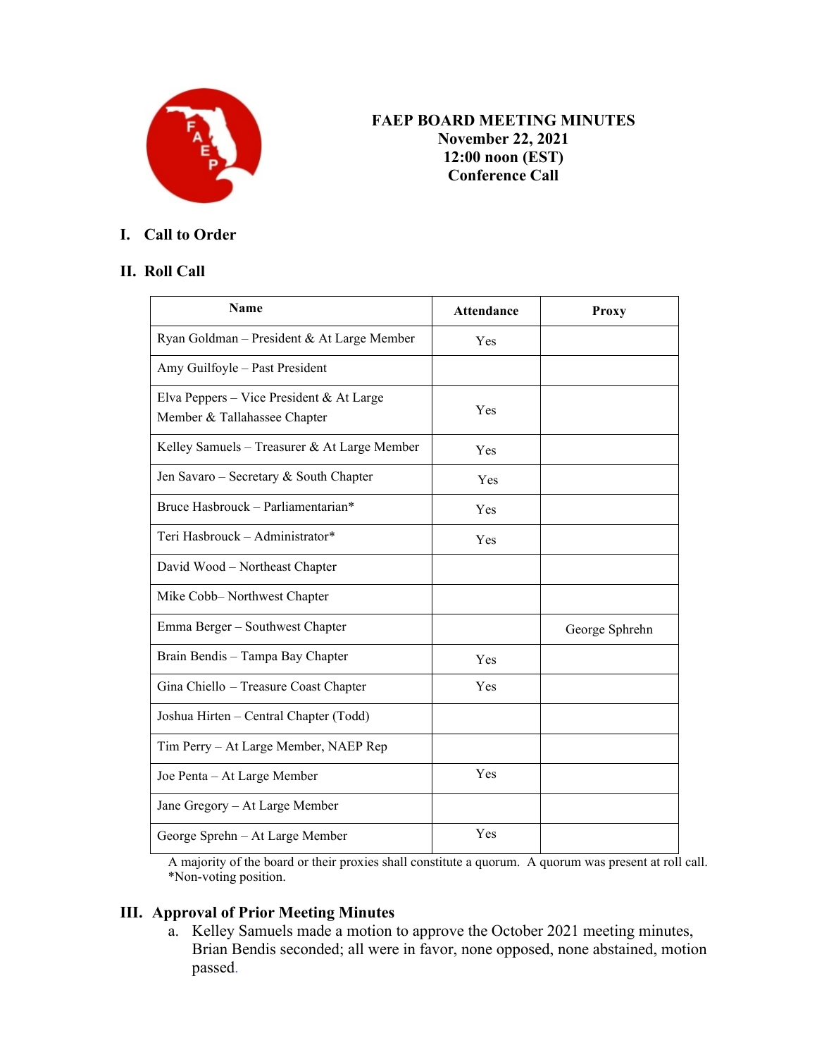# FAEP BOARD MEETING MINUTES
**November 22, 2021**
**12:00 noon (EST)**
**Conference Call**

## I. Call to Order

## II. Roll Call

| Name | Attendance | Proxy |
|---|---|---|
| Ryan Goldman – President & At Large Member | Yes | |
| Amy Guilfoyle – Past President | | |
| Elva Peppers – Vice President & At Large Member & Tallahassee Chapter | Yes | |
| Kelley Samuels – Treasurer & At Large Member | Yes | |
| Jen Savaro – Secretary & South Chapter | Yes | |
| Bruce Hasbrouck – Parliamentarian* | Yes | |
| Teri Hasbrouck – Administrator* | Yes | |
| David Wood – Northeast Chapter | | |
| Mike Cobb– Northwest Chapter | | |
| Emma Berger – Southwest Chapter | | George Sphrehn |
| Brain Bendis – Tampa Bay Chapter | Yes | |
| Gina Chiello – Treasure Coast Chapter | Yes | |
| Joshua Hirten – Central Chapter (Todd) | | |
| Tim Perry – At Large Member, NAEP Rep | | |
| Joe Penta – At Large Member | Yes | |
| Jane Gregory – At Large Member | | |
| George Sprehn – At Large Member | Yes | |

A majority of the board or their proxies shall constitute a quorum. A quorum was present at roll call.
*Non-voting position.

## III. Approval of Prior Meeting Minutes

a. Kelley Samuels made a motion to approve the October 2021 meeting minutes, Brian Bendis seconded; all were in favor, none opposed, none abstained, motion passed.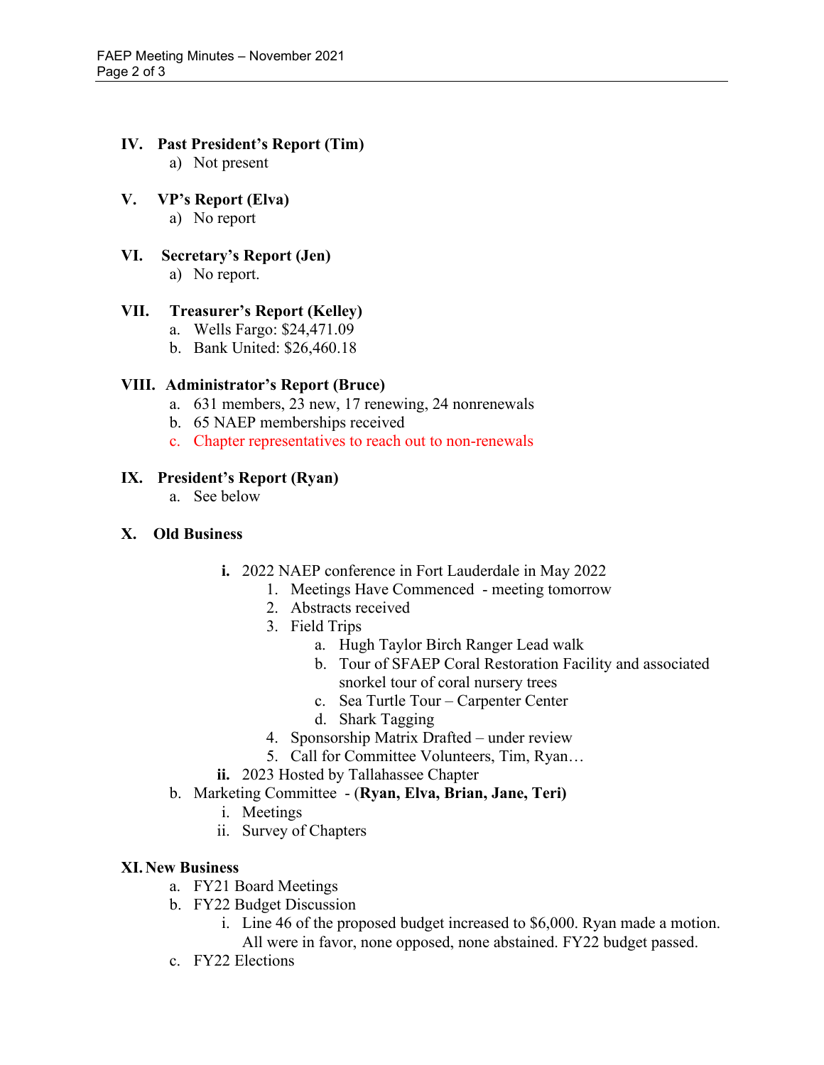## IV. Past President's Report (Tim)

a) Not present

## V. VP's Report (Elva)

a) No report

## VI. Secretary's Report (Jen)

a) No report.

## VII. Treasurer's Report (Kelley)

a. Wells Fargo: $24,471.09
b. Bank United: $26,460.18

## VIII. Administrator's Report (Bruce)

a. 631 members, 23 new, 17 renewing, 24 nonrenewals
b. 65 NAEP memberships received
c. Chapter representatives to reach out to non-renewals

## IX. President's Report (Ryan)

a. See below

## X. Old Business

- **i.** 2022 NAEP conference in Fort Lauderdale in May 2022
  1. Meetings Have Commenced - meeting tomorrow
  2. Abstracts received
  3. Field Trips
     - a. Hugh Taylor Birch Ranger Lead walk
     - b. Tour of SFAEP Coral Restoration Facility and associated snorkel tour of coral nursery trees
     - c. Sea Turtle Tour – Carpenter Center
     - d. Shark Tagging
  4. Sponsorship Matrix Drafted – under review
  5. Call for Committee Volunteers, Tim, Ryan…
- **ii.** 2023 Hosted by Tallahassee Chapter

b. Marketing Committee - (**Ryan, Elva, Brian, Jane, Teri)**
- i. Meetings
- ii. Survey of Chapters

## XI. New Business

a. FY21 Board Meetings

b. FY22 Budget Discussion
- i. Line 46 of the proposed budget increased to $6,000. Ryan made a motion. All were in favor, none opposed, none abstained. FY22 budget passed.

c. FY22 Elections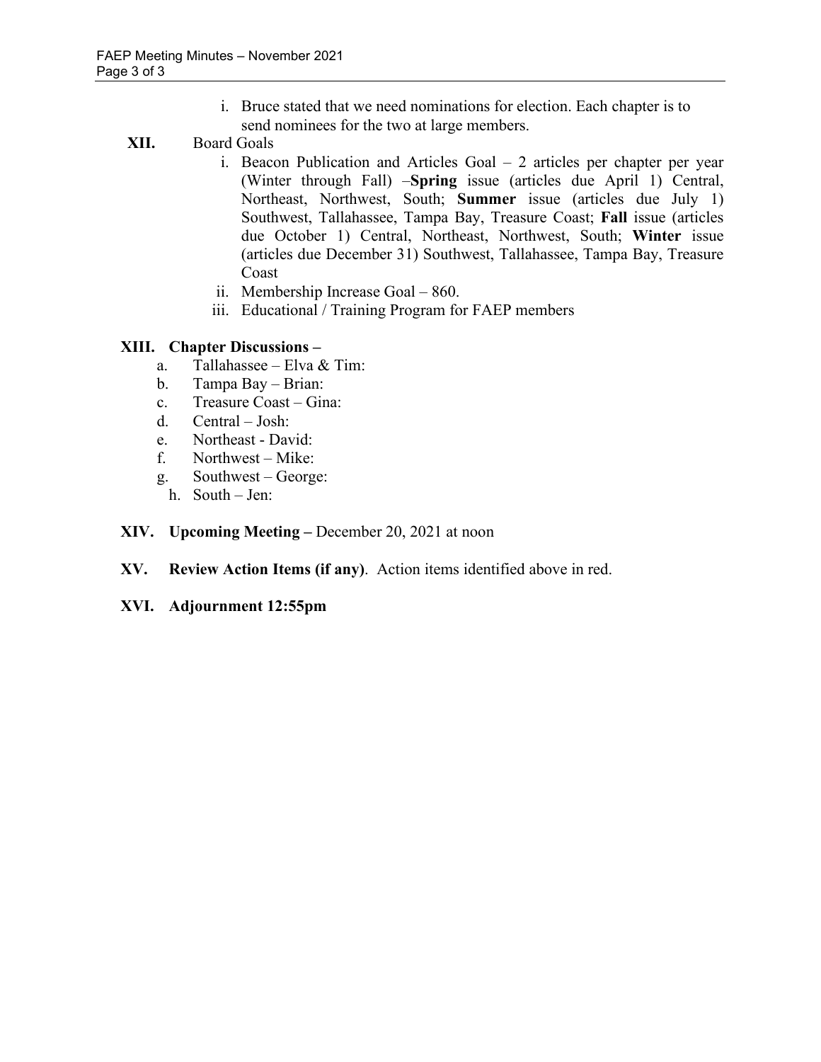i. Bruce stated that we need nominations for election. Each chapter is to send nominees for the two at large members.

**XII.** Board Goals

i. Beacon Publication and Articles Goal – 2 articles per chapter per year (Winter through Fall) –**Spring** issue (articles due April 1) Central, Northeast, Northwest, South; **Summer** issue (articles due July 1) Southwest, Tallahassee, Tampa Bay, Treasure Coast; **Fall** issue (articles due October 1) Central, Northeast, Northwest, South; **Winter** issue (articles due December 31) Southwest, Tallahassee, Tampa Bay, Treasure Coast

ii. Membership Increase Goal – 860.

iii. Educational / Training Program for FAEP members

**XIII. Chapter Discussions –**

a. Tallahassee – Elva & Tim:

b. Tampa Bay – Brian:

c. Treasure Coast – Gina:

d. Central – Josh:

e. Northeast - David:

f. Northwest – Mike:

g. Southwest – George:

h. South – Jen:

**XIV. Upcoming Meeting –** December 20, 2021 at noon

**XV. Review Action Items (if any)**. Action items identified above in red.

**XVI. Adjournment 12:55pm**